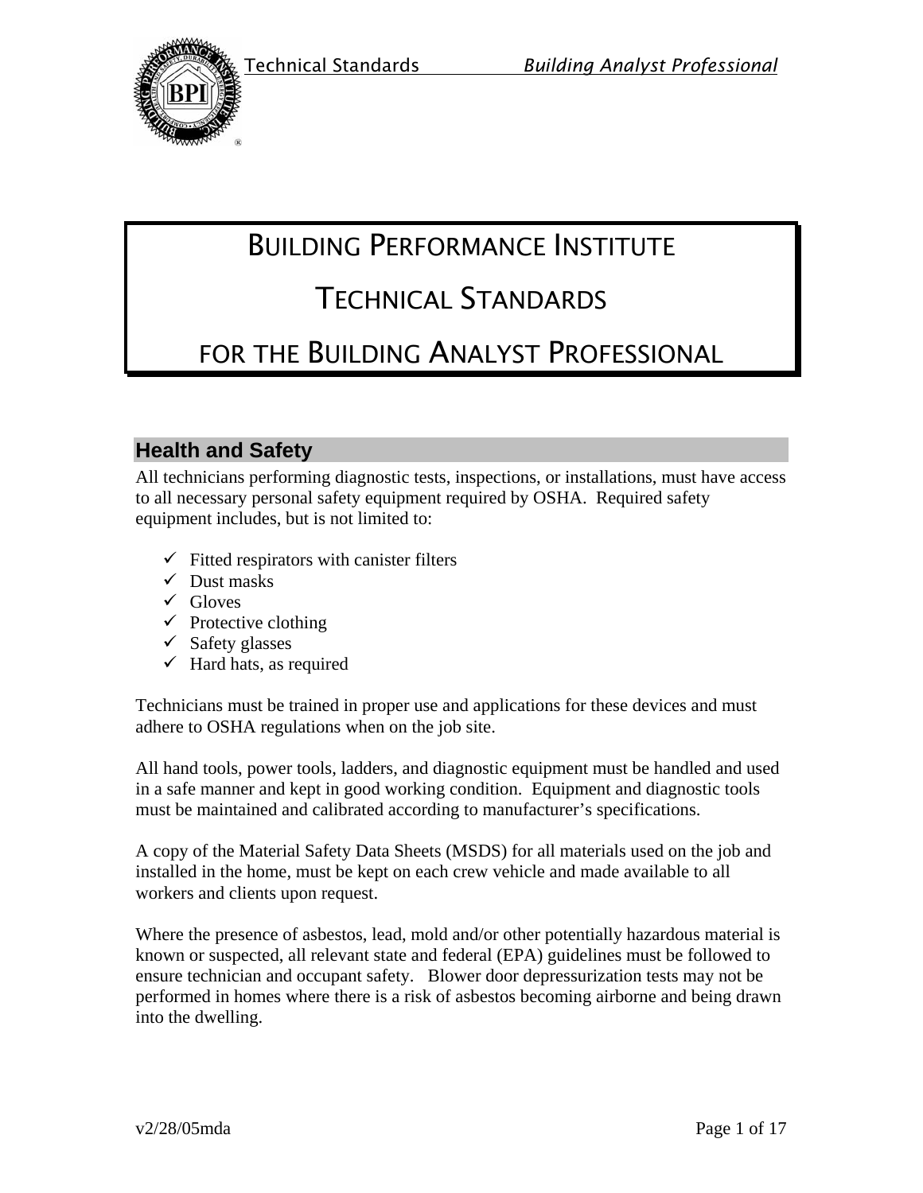# BUILDING PERFORMANCE INSTITUTE

# TECHNICAL STANDARDS

# FOR THE BUILDING ANALYST PROFESSIONAL

## Health and Safety

All technicians performing diagnostic tests, inspections, or installations, must have access to all necessary personal safety equipment required by OSHA. Required safety equipment includes, but is not limited to:

- ✓ Fitted respirators with canister filters
- ✓ Dust masks
- ✓ Gloves
- ✓ Protective clothing
- ✓ Safety glasses
- ✓ Hard hats, as required

Technicians must be trained in proper use and applications for these devices and must adhere to OSHA regulations when on the job site.

All hand tools, power tools, ladders, and diagnostic equipment must be handled and used in a safe manner and kept in good working condition. Equipment and diagnostic tools must be maintained and calibrated according to manufacturer's specifications.

A copy of the Material Safety Data Sheets (MSDS) for all materials used on the job and installed in the home, must be kept on each crew vehicle and made available to all workers and clients upon request.

Where the presence of asbestos, lead, mold and/or other potentially hazardous material is known or suspected, all relevant state and federal (EPA) guidelines must be followed to ensure technician and occupant safety. Blower door depressurization tests may not be performed in homes where there is a risk of asbestos becoming airborne and being drawn into the dwelling.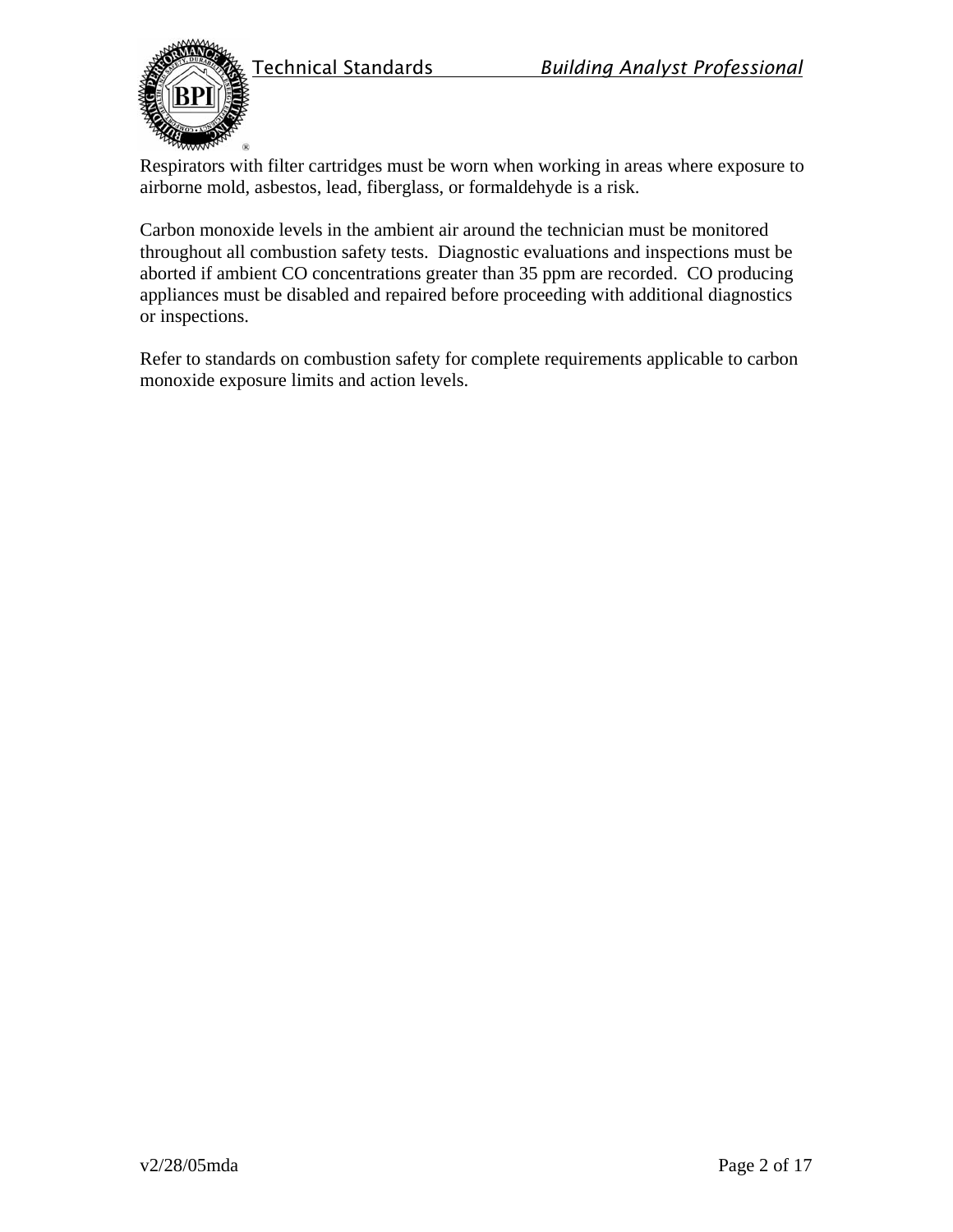Respirators with filter cartridges must be worn when working in areas where exposure to airborne mold, asbestos, lead, fiberglass, or formaldehyde is a risk.

Carbon monoxide levels in the ambient air around the technician must be monitored throughout all combustion safety tests. Diagnostic evaluations and inspections must be aborted if ambient CO concentrations greater than 35 ppm are recorded. CO producing appliances must be disabled and repaired before proceeding with additional diagnostics or inspections.

Refer to standards on combustion safety for complete requirements applicable to carbon monoxide exposure limits and action levels.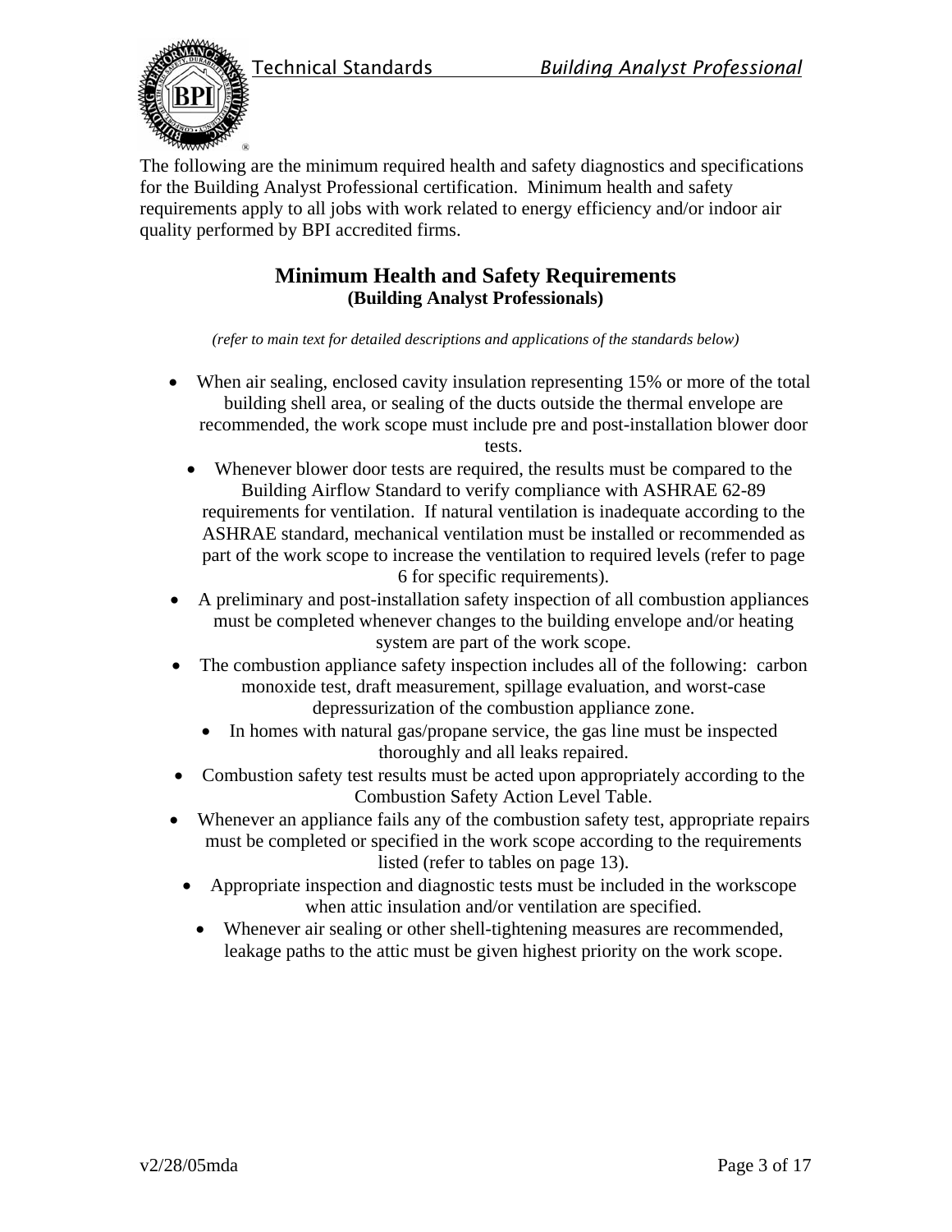The following are the minimum required health and safety diagnostics and specifications for the Building Analyst Professional certification. Minimum health and safety requirements apply to all jobs with work related to energy efficiency and/or indoor air quality performed by BPI accredited firms.

## Minimum Health and Safety Requirements

**(Building Analyst Professionals)**

*(refer to main text for detailed descriptions and applications of the standards below)*

- When air sealing, enclosed cavity insulation representing 15% or more of the total building shell area, or sealing of the ducts outside the thermal envelope are recommended, the work scope must include pre and post-installation blower door tests.
- Whenever blower door tests are required, the results must be compared to the Building Airflow Standard to verify compliance with ASHRAE 62-89 requirements for ventilation. If natural ventilation is inadequate according to the ASHRAE standard, mechanical ventilation must be installed or recommended as part of the work scope to increase the ventilation to required levels (refer to page 6 for specific requirements).
- A preliminary and post-installation safety inspection of all combustion appliances must be completed whenever changes to the building envelope and/or heating system are part of the work scope.
- The combustion appliance safety inspection includes all of the following: carbon monoxide test, draft measurement, spillage evaluation, and worst-case depressurization of the combustion appliance zone.
- In homes with natural gas/propane service, the gas line must be inspected thoroughly and all leaks repaired.
- Combustion safety test results must be acted upon appropriately according to the Combustion Safety Action Level Table.
- Whenever an appliance fails any of the combustion safety test, appropriate repairs must be completed or specified in the work scope according to the requirements listed (refer to tables on page 13).
- Appropriate inspection and diagnostic tests must be included in the workscope when attic insulation and/or ventilation are specified.
- Whenever air sealing or other shell-tightening measures are recommended, leakage paths to the attic must be given highest priority on the work scope.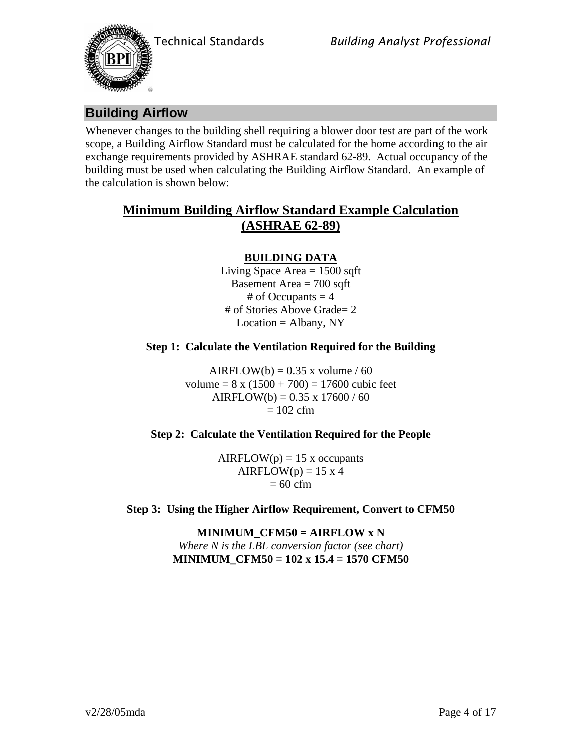## Building Airflow

Whenever changes to the building shell requiring a blower door test are part of the work scope, a Building Airflow Standard must be calculated for the home according to the air exchange requirements provided by ASHRAE standard 62-89. Actual occupancy of the building must be used when calculating the Building Airflow Standard. An example of the calculation is shown below:

### Minimum Building Airflow Standard Example Calculation (ASHRAE 62-89)

**BUILDING DATA**

Living Space Area = 1500 sqft
Basement Area = 700 sqft
# of Occupants = 4
# of Stories Above Grade= 2
Location = Albany, NY

**Step 1: Calculate the Ventilation Required for the Building**

$$AIRFLOW(b) = 0.35 \times volume / 60$$

$$volume = 8 \times (1500 + 700) = 17600 \text{ cubic feet}$$

$$AIRFLOW(b) = 0.35 \times 17600 / 60$$

$$= 102 \text{ cfm}$$

**Step 2: Calculate the Ventilation Required for the People**

$$AIRFLOW(p) = 15 \times occupants$$

$$AIRFLOW(p) = 15 \times 4$$

$$= 60 \text{ cfm}$$

**Step 3: Using the Higher Airflow Requirement, Convert to CFM50**

**MINIMUM_CFM50 = AIRFLOW x N**

*Where N is the LBL conversion factor (see chart)*

**MINIMUM_CFM50 = 102 x 15.4 = 1570 CFM50**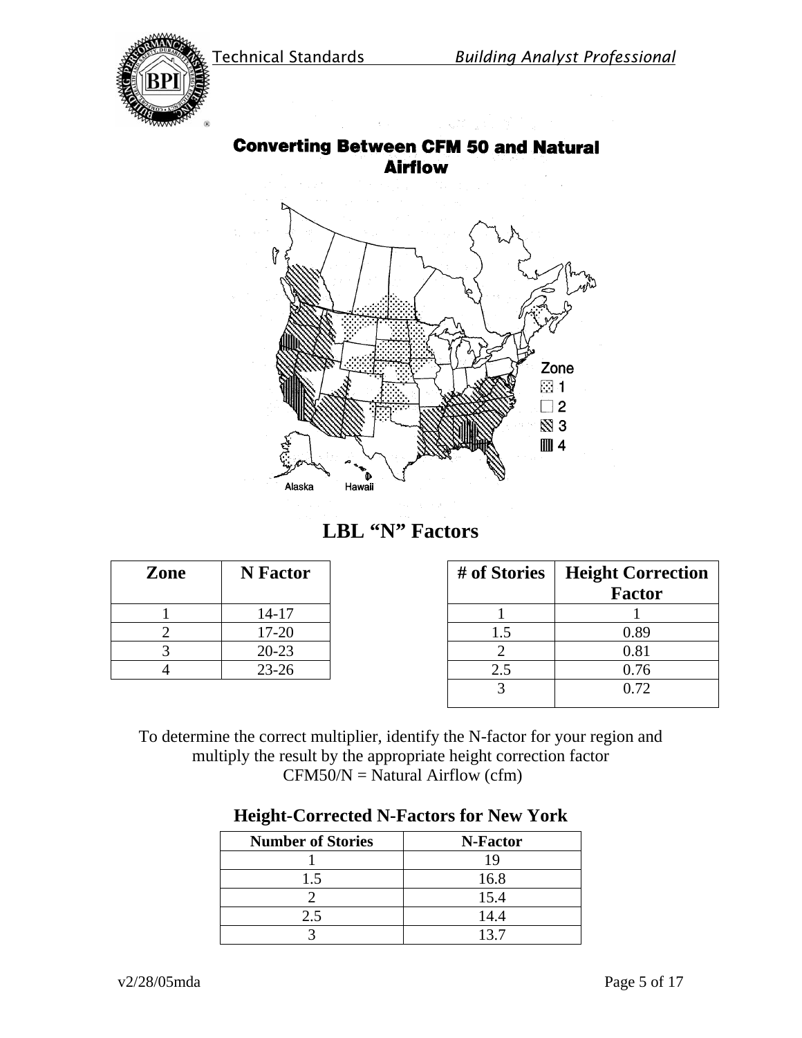## Converting Between CFM 50 and Natural Airflow

Zone
- 1
- 2
- 3
- 4

Alaska Hawaii

## LBL "N" Factors

| Zone | N Factor |
|---|---|
| 1 | 14-17 |
| 2 | 17-20 |
| 3 | 20-23 |
| 4 | 23-26 |

| # of Stories | Height Correction Factor |
|---|---|
| 1 | 1 |
| 1.5 | 0.89 |
| 2 | 0.81 |
| 2.5 | 0.76 |
| 3 | 0.72 |

To determine the correct multiplier, identify the N-factor for your region and multiply the result by the appropriate height correction factor
CFM50/N = Natural Airflow (cfm)

### Height-Corrected N-Factors for New York

| Number of Stories | N-Factor |
|---|---|
| 1 | 19 |
| 1.5 | 16.8 |
| 2 | 15.4 |
| 2.5 | 14.4 |
| 3 | 13.7 |

v2/28/05mda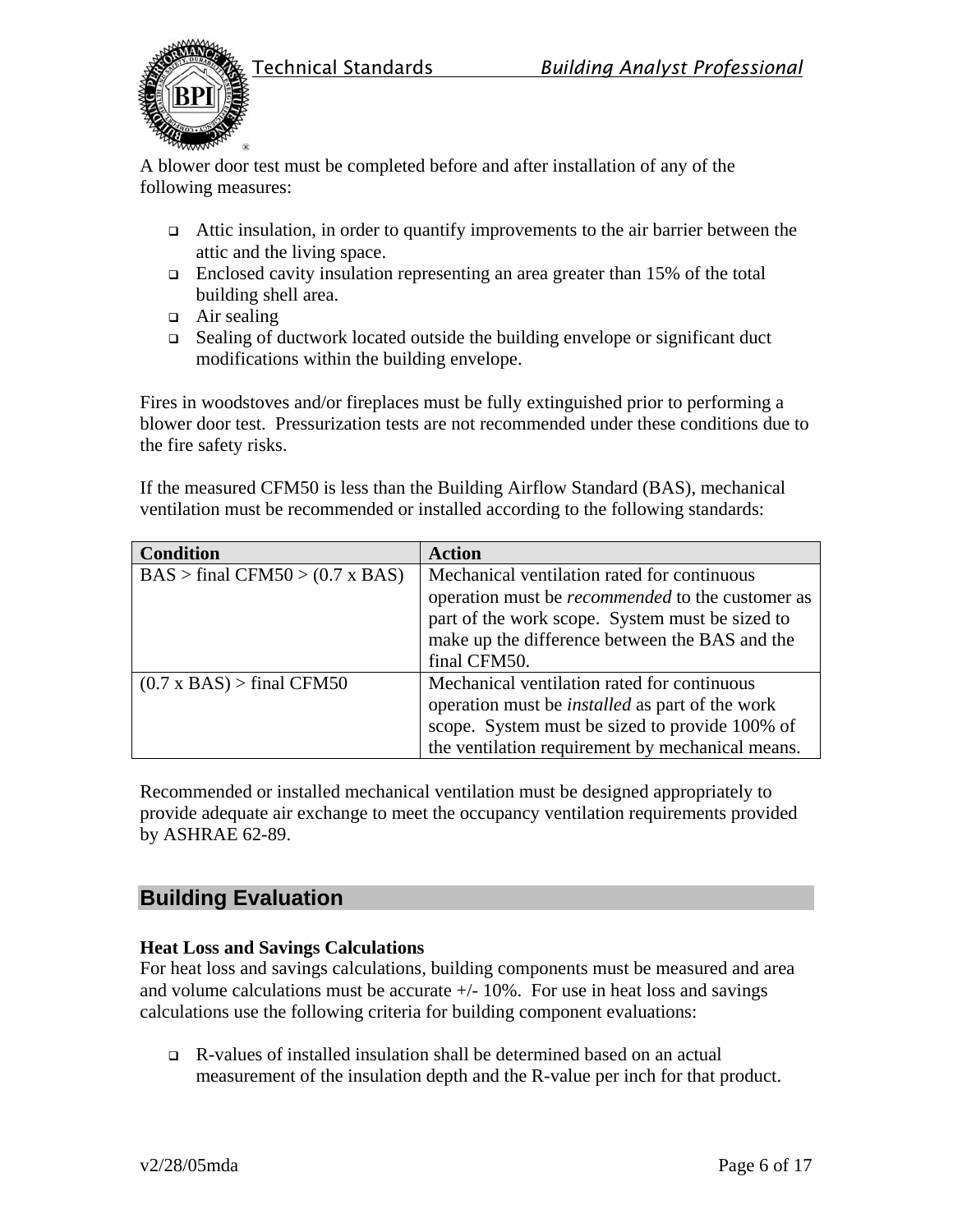A blower door test must be completed before and after installation of any of the following measures:

- Attic insulation, in order to quantify improvements to the air barrier between the attic and the living space.
- Enclosed cavity insulation representing an area greater than 15% of the total building shell area.
- Air sealing
- Sealing of ductwork located outside the building envelope or significant duct modifications within the building envelope.

Fires in woodstoves and/or fireplaces must be fully extinguished prior to performing a blower door test. Pressurization tests are not recommended under these conditions due to the fire safety risks.

If the measured CFM50 is less than the Building Airflow Standard (BAS), mechanical ventilation must be recommended or installed according to the following standards:

| Condition | Action |
|---|---|
| BAS > final CFM50 > (0.7 x BAS) | Mechanical ventilation rated for continuous operation must be *recommended* to the customer as part of the work scope. System must be sized to make up the difference between the BAS and the final CFM50. |
| (0.7 x BAS) > final CFM50 | Mechanical ventilation rated for continuous operation must be *installed* as part of the work scope. System must be sized to provide 100% of the ventilation requirement by mechanical means. |

Recommended or installed mechanical ventilation must be designed appropriately to provide adequate air exchange to meet the occupancy ventilation requirements provided by ASHRAE 62-89.

## Building Evaluation

**Heat Loss and Savings Calculations**

For heat loss and savings calculations, building components must be measured and area and volume calculations must be accurate +/- 10%. For use in heat loss and savings calculations use the following criteria for building component evaluations:

- R-values of installed insulation shall be determined based on an actual measurement of the insulation depth and the R-value per inch for that product.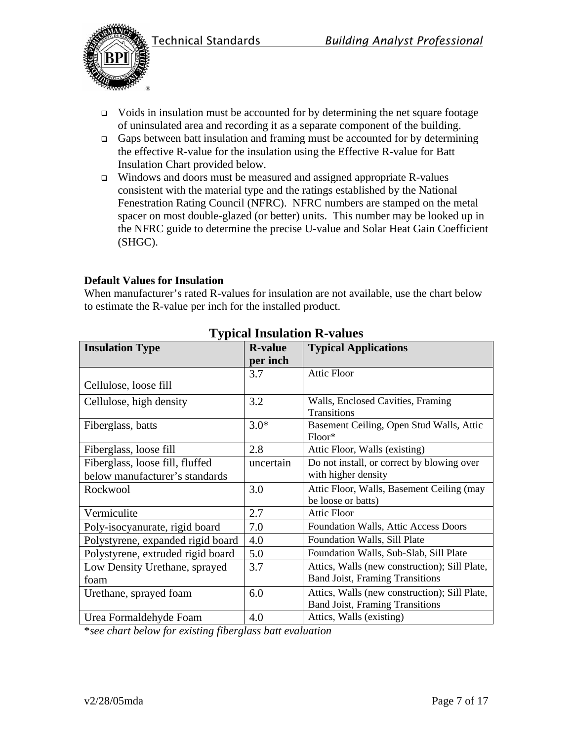- Voids in insulation must be accounted for by determining the net square footage of uninsulated area and recording it as a separate component of the building.
- Gaps between batt insulation and framing must be accounted for by determining the effective R-value for the insulation using the Effective R-value for Batt Insulation Chart provided below.
- Windows and doors must be measured and assigned appropriate R-values consistent with the material type and the ratings established by the National Fenestration Rating Council (NFRC). NFRC numbers are stamped on the metal spacer on most double-glazed (or better) units. This number may be looked up in the NFRC guide to determine the precise U-value and Solar Heat Gain Coefficient (SHGC).

**Default Values for Insulation**

When manufacturer's rated R-values for insulation are not available, use the chart below to estimate the R-value per inch for the installed product.

## Typical Insulation R-values

| Insulation Type | R-value per inch | Typical Applications |
|---|---|---|
| Cellulose, loose fill | 3.7 | Attic Floor |
| Cellulose, high density | 3.2 | Walls, Enclosed Cavities, Framing Transitions |
| Fiberglass, batts | 3.0* | Basement Ceiling, Open Stud Walls, Attic Floor* |
| Fiberglass, loose fill | 2.8 | Attic Floor, Walls (existing) |
| Fiberglass, loose fill, fluffed below manufacturer's standards | uncertain | Do not install, or correct by blowing over with higher density |
| Rockwool | 3.0 | Attic Floor, Walls, Basement Ceiling (may be loose or batts) |
| Vermiculite | 2.7 | Attic Floor |
| Poly-isocyanurate, rigid board | 7.0 | Foundation Walls, Attic Access Doors |
| Polystyrene, expanded rigid board | 4.0 | Foundation Walls, Sill Plate |
| Polystyrene, extruded rigid board | 5.0 | Foundation Walls, Sub-Slab, Sill Plate |
| Low Density Urethane, sprayed foam | 3.7 | Attics, Walls (new construction); Sill Plate, Band Joist, Framing Transitions |
| Urethane, sprayed foam | 6.0 | Attics, Walls (new construction); Sill Plate, Band Joist, Framing Transitions |
| Urea Formaldehyde Foam | 4.0 | Attics, Walls (existing) |

*\*see chart below for existing fiberglass batt evaluation*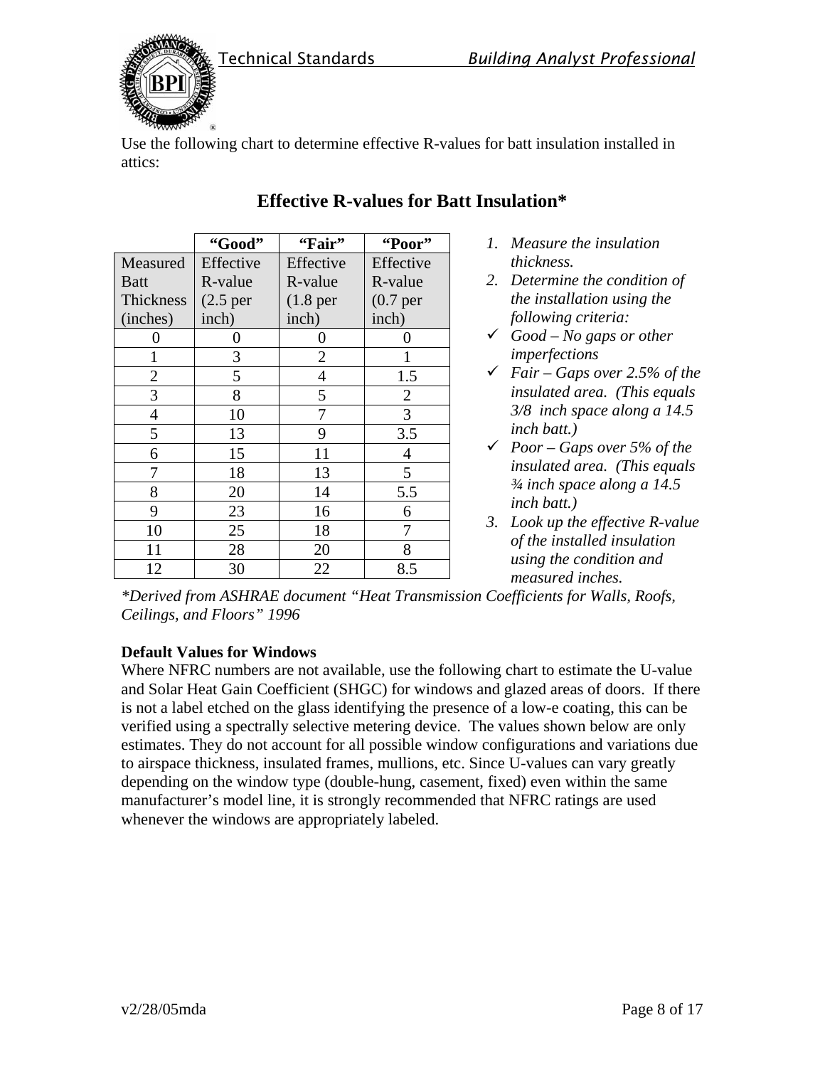Use the following chart to determine effective R-values for batt insulation installed in attics:

## Effective R-values for Batt Insulation*

| | **"Good"** | **"Fair"** | **"Poor"** |
|---|---|---|---|
| Measured Batt Thickness (inches) | Effective R-value (2.5 per inch) | Effective R-value (1.8 per inch) | Effective R-value (0.7 per inch) |
| 0 | 0 | 0 | 0 |
| 1 | 3 | 2 | 1 |
| 2 | 5 | 4 | 1.5 |
| 3 | 8 | 5 | 2 |
| 4 | 10 | 7 | 3 |
| 5 | 13 | 9 | 3.5 |
| 6 | 15 | 11 | 4 |
| 7 | 18 | 13 | 5 |
| 8 | 20 | 14 | 5.5 |
| 9 | 23 | 16 | 6 |
| 10 | 25 | 18 | 7 |
| 11 | 28 | 20 | 8 |
| 12 | 30 | 22 | 8.5 |

1. *Measure the insulation thickness.*
2. *Determine the condition of the installation using the following criteria:*
   - ✓ *Good – No gaps or other imperfections*
   - ✓ *Fair – Gaps over 2.5% of the insulated area. (This equals 3/8 inch space along a 14.5 inch batt.)*
   - ✓ *Poor – Gaps over 5% of the insulated area. (This equals ¾ inch space along a 14.5 inch batt.)*
3. *Look up the effective R-value of the installed insulation using the condition and measured inches.*

*\*Derived from ASHRAE document "Heat Transmission Coefficients for Walls, Roofs, Ceilings, and Floors" 1996*

**Default Values for Windows**

Where NFRC numbers are not available, use the following chart to estimate the U-value and Solar Heat Gain Coefficient (SHGC) for windows and glazed areas of doors. If there is not a label etched on the glass identifying the presence of a low-e coating, this can be verified using a spectrally selective metering device. The values shown below are only estimates. They do not account for all possible window configurations and variations due to airspace thickness, insulated frames, mullions, etc. Since U-values can vary greatly depending on the window type (double-hung, casement, fixed) even within the same manufacturer's model line, it is strongly recommended that NFRC ratings are used whenever the windows are appropriately labeled.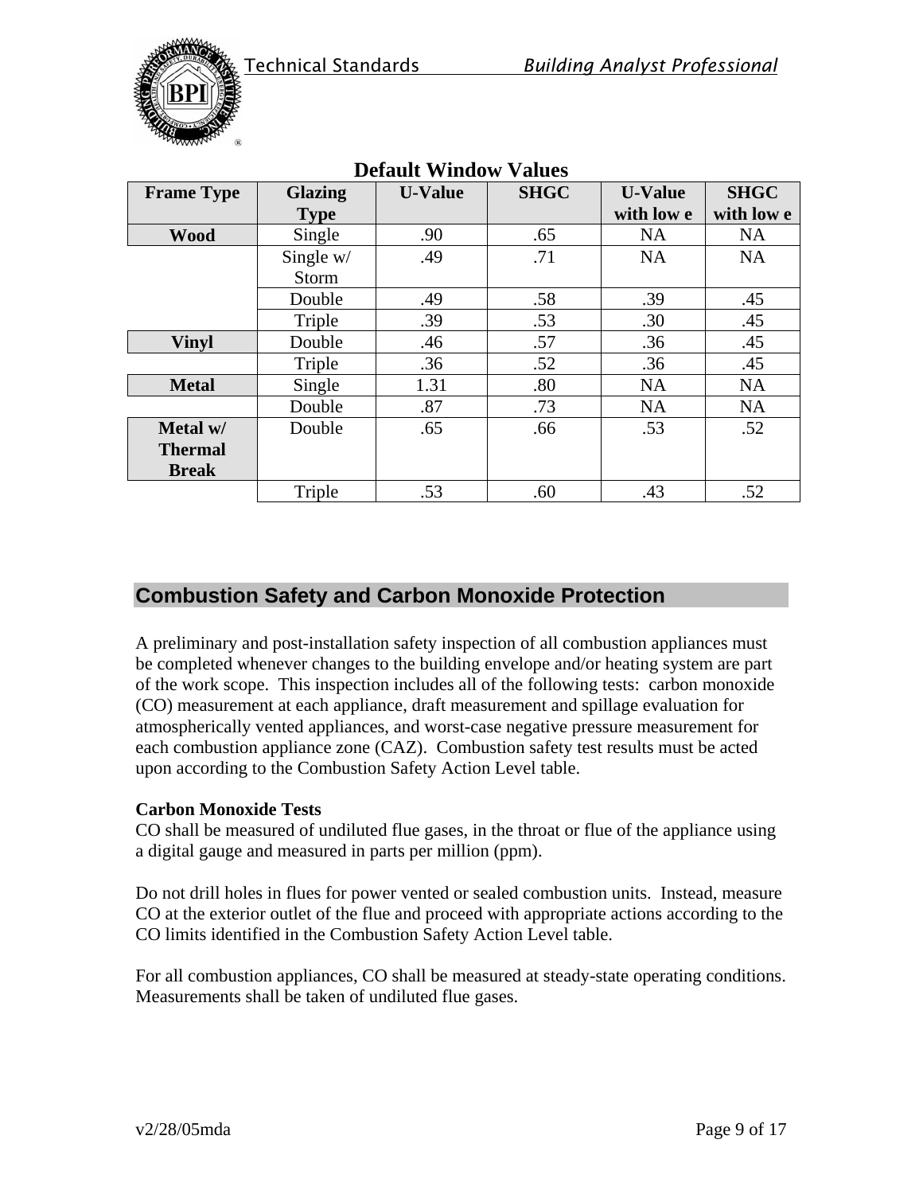**Default Window Values**

| Frame Type | Glazing Type | U-Value | SHGC | U-Value with low e | SHGC with low e |
|---|---|---|---|---|---|
| **Wood** | Single | .90 | .65 | NA | NA |
| | Single w/ Storm | .49 | .71 | NA | NA |
| | Double | .49 | .58 | .39 | .45 |
| | Triple | .39 | .53 | .30 | .45 |
| **Vinyl** | Double | .46 | .57 | .36 | .45 |
| | Triple | .36 | .52 | .36 | .45 |
| **Metal** | Single | 1.31 | .80 | NA | NA |
| | Double | .87 | .73 | NA | NA |
| **Metal w/ Thermal Break** | Double | .65 | .66 | .53 | .52 |
| | Triple | .53 | .60 | .43 | .52 |

## Combustion Safety and Carbon Monoxide Protection

A preliminary and post-installation safety inspection of all combustion appliances must be completed whenever changes to the building envelope and/or heating system are part of the work scope. This inspection includes all of the following tests: carbon monoxide (CO) measurement at each appliance, draft measurement and spillage evaluation for atmospherically vented appliances, and worst-case negative pressure measurement for each combustion appliance zone (CAZ). Combustion safety test results must be acted upon according to the Combustion Safety Action Level table.

**Carbon Monoxide Tests**

CO shall be measured of undiluted flue gases, in the throat or flue of the appliance using a digital gauge and measured in parts per million (ppm).

Do not drill holes in flues for power vented or sealed combustion units. Instead, measure CO at the exterior outlet of the flue and proceed with appropriate actions according to the CO limits identified in the Combustion Safety Action Level table.

For all combustion appliances, CO shall be measured at steady-state operating conditions. Measurements shall be taken of undiluted flue gases.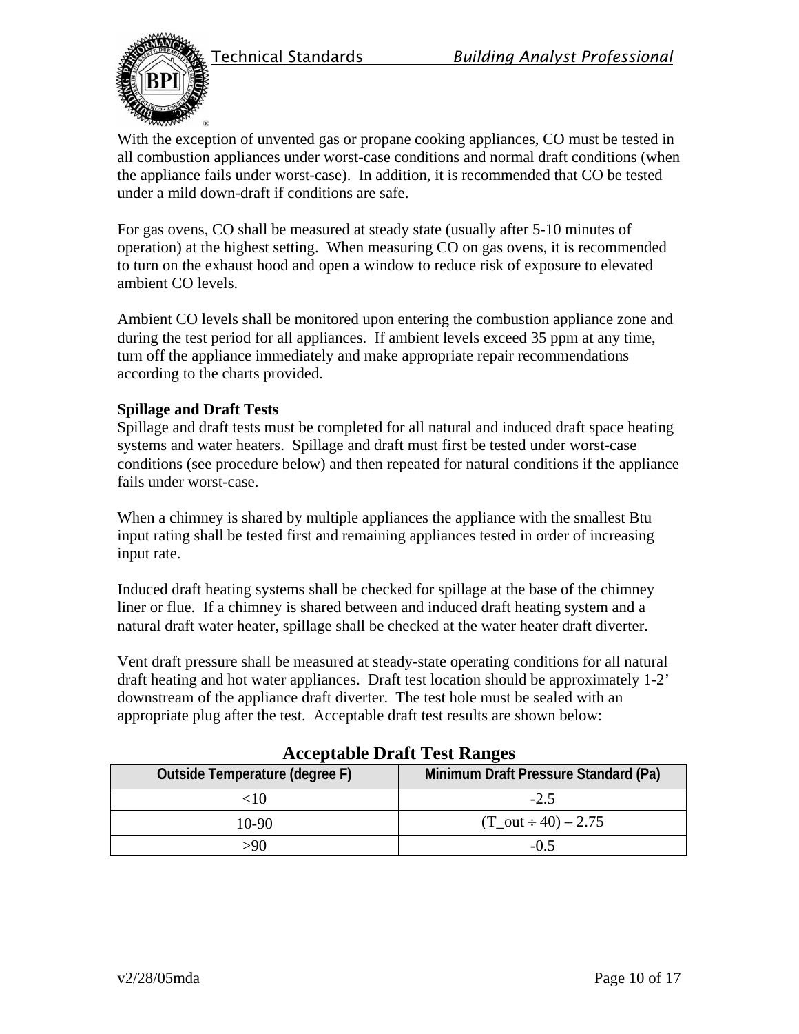With the exception of unvented gas or propane cooking appliances, CO must be tested in all combustion appliances under worst-case conditions and normal draft conditions (when the appliance fails under worst-case). In addition, it is recommended that CO be tested under a mild down-draft if conditions are safe.

For gas ovens, CO shall be measured at steady state (usually after 5-10 minutes of operation) at the highest setting. When measuring CO on gas ovens, it is recommended to turn on the exhaust hood and open a window to reduce risk of exposure to elevated ambient CO levels.

Ambient CO levels shall be monitored upon entering the combustion appliance zone and during the test period for all appliances. If ambient levels exceed 35 ppm at any time, turn off the appliance immediately and make appropriate repair recommendations according to the charts provided.

**Spillage and Draft Tests**

Spillage and draft tests must be completed for all natural and induced draft space heating systems and water heaters. Spillage and draft must first be tested under worst-case conditions (see procedure below) and then repeated for natural conditions if the appliance fails under worst-case.

When a chimney is shared by multiple appliances the appliance with the smallest Btu input rating shall be tested first and remaining appliances tested in order of increasing input rate.

Induced draft heating systems shall be checked for spillage at the base of the chimney liner or flue. If a chimney is shared between and induced draft heating system and a natural draft water heater, spillage shall be checked at the water heater draft diverter.

Vent draft pressure shall be measured at steady-state operating conditions for all natural draft heating and hot water appliances. Draft test location should be approximately 1-2' downstream of the appliance draft diverter. The test hole must be sealed with an appropriate plug after the test. Acceptable draft test results are shown below:

**Acceptable Draft Test Ranges**

| Outside Temperature (degree F) | Minimum Draft Pressure Standard (Pa) |
|---|---|
| <10 | -2.5 |
| 10-90 | $(T_{out} \div 40) - 2.75$ |
| >90 | -0.5 |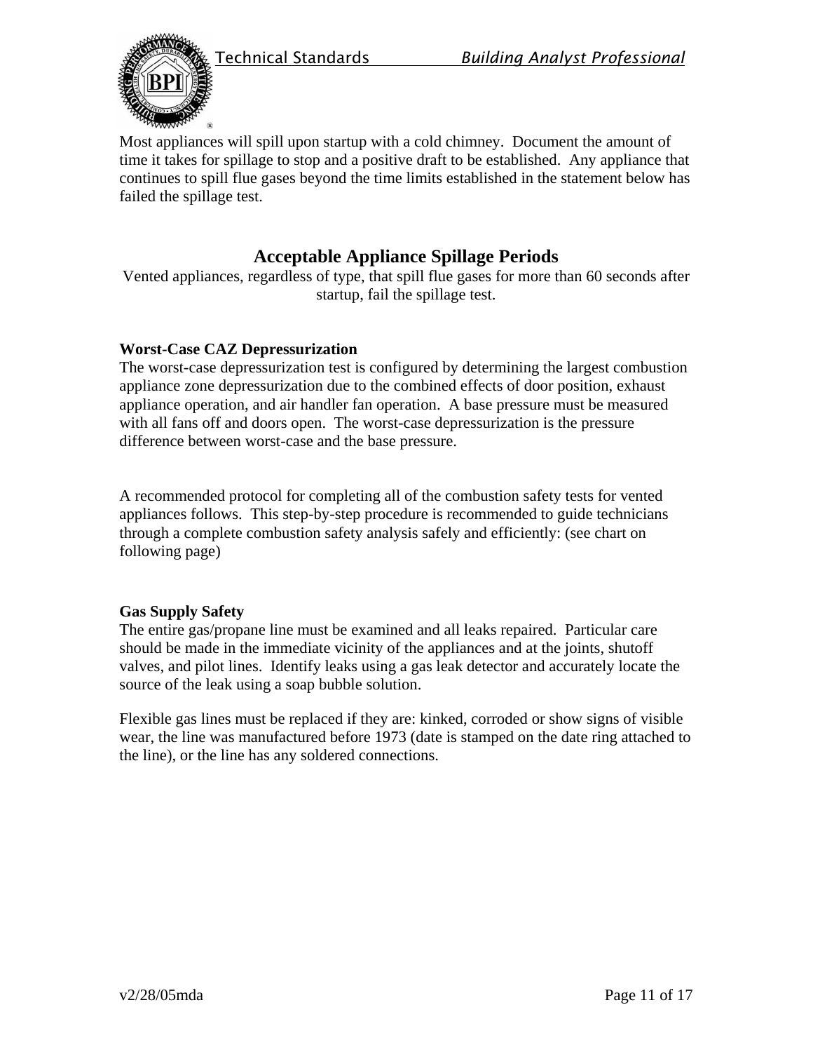Most appliances will spill upon startup with a cold chimney. Document the amount of time it takes for spillage to stop and a positive draft to be established. Any appliance that continues to spill flue gases beyond the time limits established in the statement below has failed the spillage test.

## Acceptable Appliance Spillage Periods

Vented appliances, regardless of type, that spill flue gases for more than 60 seconds after startup, fail the spillage test.

**Worst-Case CAZ Depressurization**

The worst-case depressurization test is configured by determining the largest combustion appliance zone depressurization due to the combined effects of door position, exhaust appliance operation, and air handler fan operation. A base pressure must be measured with all fans off and doors open. The worst-case depressurization is the pressure difference between worst-case and the base pressure.

A recommended protocol for completing all of the combustion safety tests for vented appliances follows. This step-by-step procedure is recommended to guide technicians through a complete combustion safety analysis safely and efficiently: (see chart on following page)

**Gas Supply Safety**

The entire gas/propane line must be examined and all leaks repaired. Particular care should be made in the immediate vicinity of the appliances and at the joints, shutoff valves, and pilot lines. Identify leaks using a gas leak detector and accurately locate the source of the leak using a soap bubble solution.

Flexible gas lines must be replaced if they are: kinked, corroded or show signs of visible wear, the line was manufactured before 1973 (date is stamped on the date ring attached to the line), or the line has any soldered connections.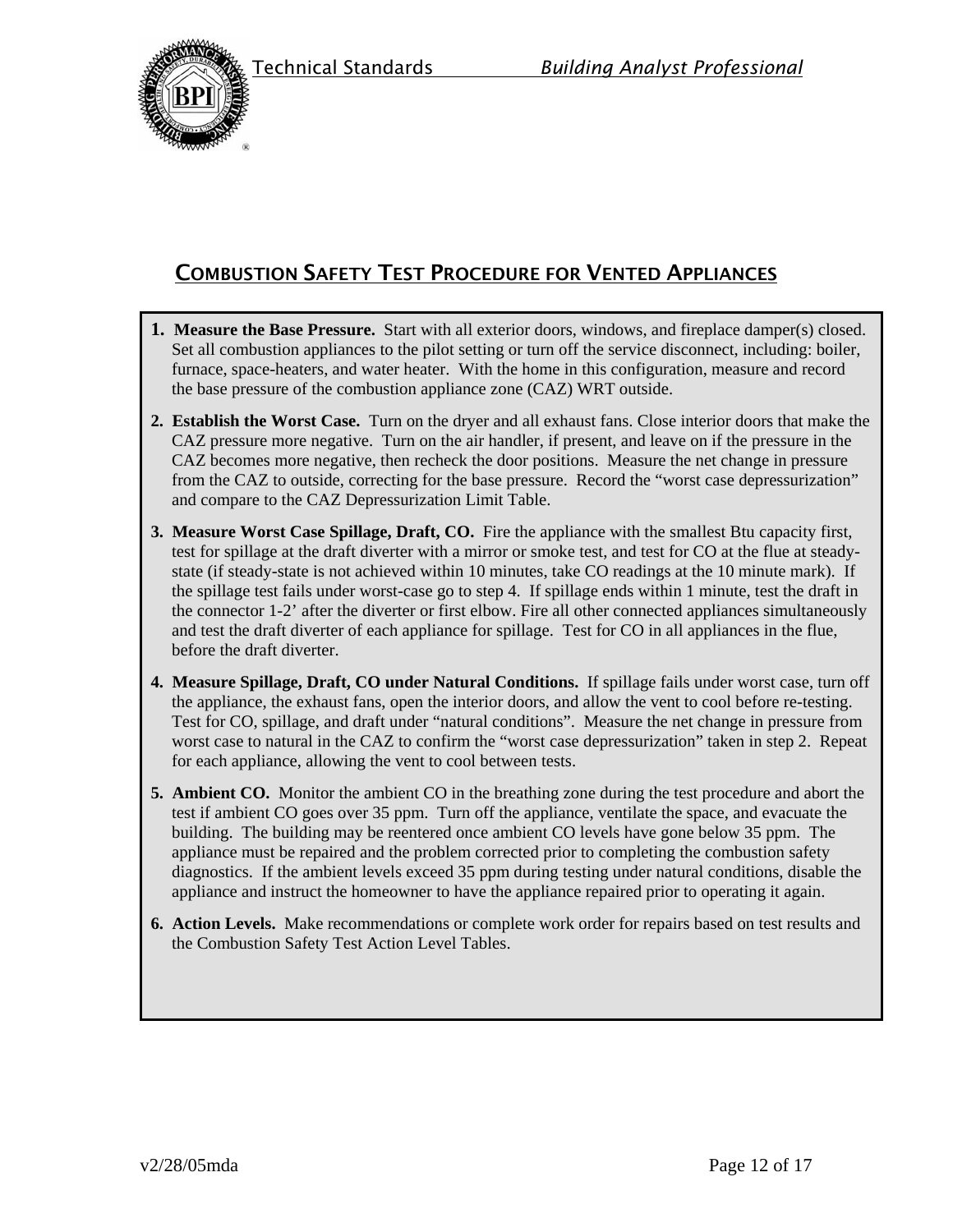## COMBUSTION SAFETY TEST PROCEDURE FOR VENTED APPLIANCES

1. **Measure the Base Pressure.** Start with all exterior doors, windows, and fireplace damper(s) closed. Set all combustion appliances to the pilot setting or turn off the service disconnect, including: boiler, furnace, space-heaters, and water heater. With the home in this configuration, measure and record the base pressure of the combustion appliance zone (CAZ) WRT outside.

2. **Establish the Worst Case.** Turn on the dryer and all exhaust fans. Close interior doors that make the CAZ pressure more negative. Turn on the air handler, if present, and leave on if the pressure in the CAZ becomes more negative, then recheck the door positions. Measure the net change in pressure from the CAZ to outside, correcting for the base pressure. Record the "worst case depressurization" and compare to the CAZ Depressurization Limit Table.

3. **Measure Worst Case Spillage, Draft, CO.** Fire the appliance with the smallest Btu capacity first, test for spillage at the draft diverter with a mirror or smoke test, and test for CO at the flue at steady-state (if steady-state is not achieved within 10 minutes, take CO readings at the 10 minute mark). If the spillage test fails under worst-case go to step 4. If spillage ends within 1 minute, test the draft in the connector 1-2' after the diverter or first elbow. Fire all other connected appliances simultaneously and test the draft diverter of each appliance for spillage. Test for CO in all appliances in the flue, before the draft diverter.

4. **Measure Spillage, Draft, CO under Natural Conditions.** If spillage fails under worst case, turn off the appliance, the exhaust fans, open the interior doors, and allow the vent to cool before re-testing. Test for CO, spillage, and draft under "natural conditions". Measure the net change in pressure from worst case to natural in the CAZ to confirm the "worst case depressurization" taken in step 2. Repeat for each appliance, allowing the vent to cool between tests.

5. **Ambient CO.** Monitor the ambient CO in the breathing zone during the test procedure and abort the test if ambient CO goes over 35 ppm. Turn off the appliance, ventilate the space, and evacuate the building. The building may be reentered once ambient CO levels have gone below 35 ppm. The appliance must be repaired and the problem corrected prior to completing the combustion safety diagnostics. If the ambient levels exceed 35 ppm during testing under natural conditions, disable the appliance and instruct the homeowner to have the appliance repaired prior to operating it again.

6. **Action Levels.** Make recommendations or complete work order for repairs based on test results and the Combustion Safety Test Action Level Tables.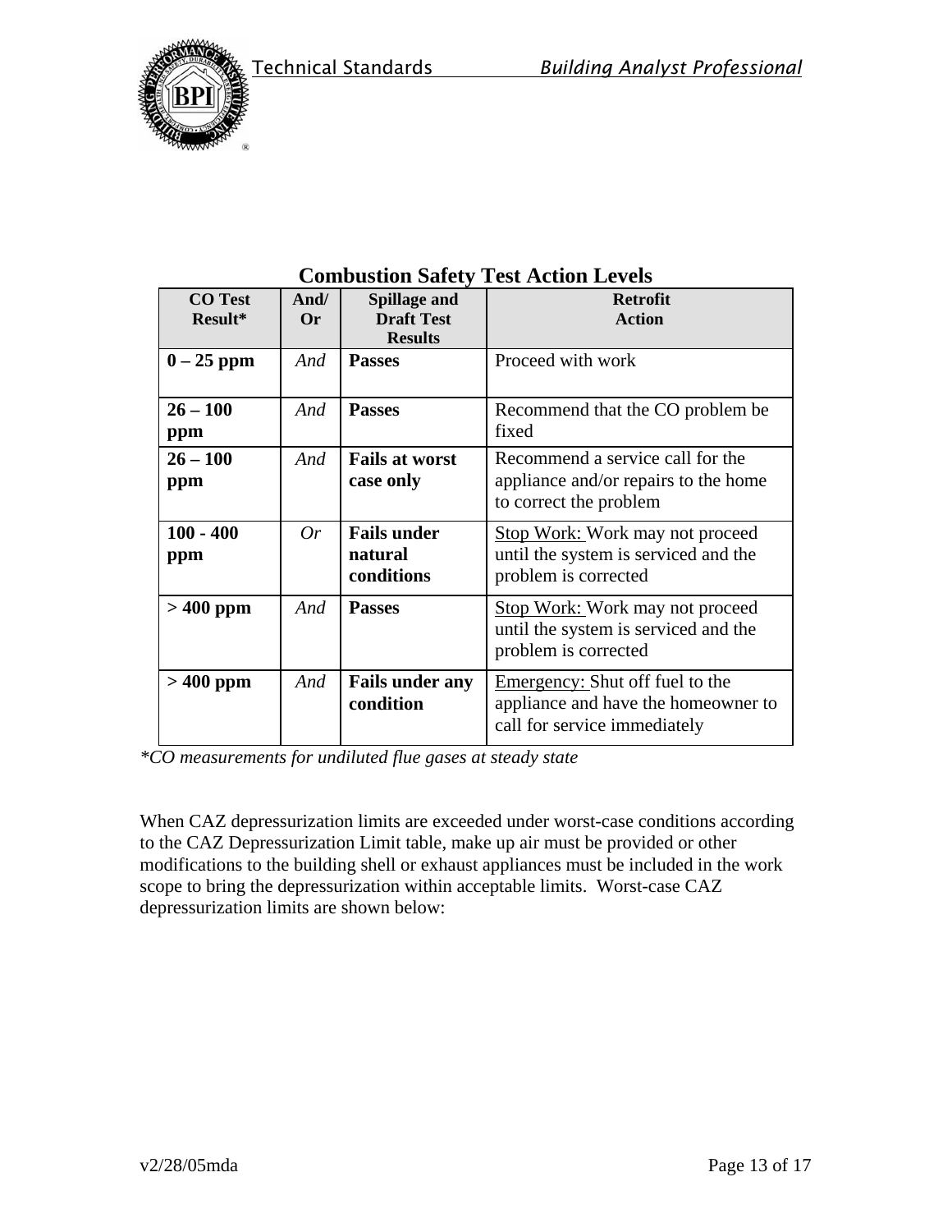## Combustion Safety Test Action Levels

| CO Test Result* | And/ Or | Spillage and Draft Test Results | Retrofit Action |
|---|---|---|---|
| **0 – 25 ppm** | *And* | **Passes** | Proceed with work |
| **26 – 100 ppm** | *And* | **Passes** | Recommend that the CO problem be fixed |
| **26 – 100 ppm** | *And* | **Fails at worst case only** | Recommend a service call for the appliance and/or repairs to the home to correct the problem |
| **100 - 400 ppm** | *Or* | **Fails under natural conditions** | Stop Work: Work may not proceed until the system is serviced and the problem is corrected |
| **> 400 ppm** | *And* | **Passes** | Stop Work: Work may not proceed until the system is serviced and the problem is corrected |
| **> 400 ppm** | *And* | **Fails under any condition** | Emergency: Shut off fuel to the appliance and have the homeowner to call for service immediately |

**CO measurements for undiluted flue gases at steady state*

When CAZ depressurization limits are exceeded under worst-case conditions according to the CAZ Depressurization Limit table, make up air must be provided or other modifications to the building shell or exhaust appliances must be included in the work scope to bring the depressurization within acceptable limits. Worst-case CAZ depressurization limits are shown below: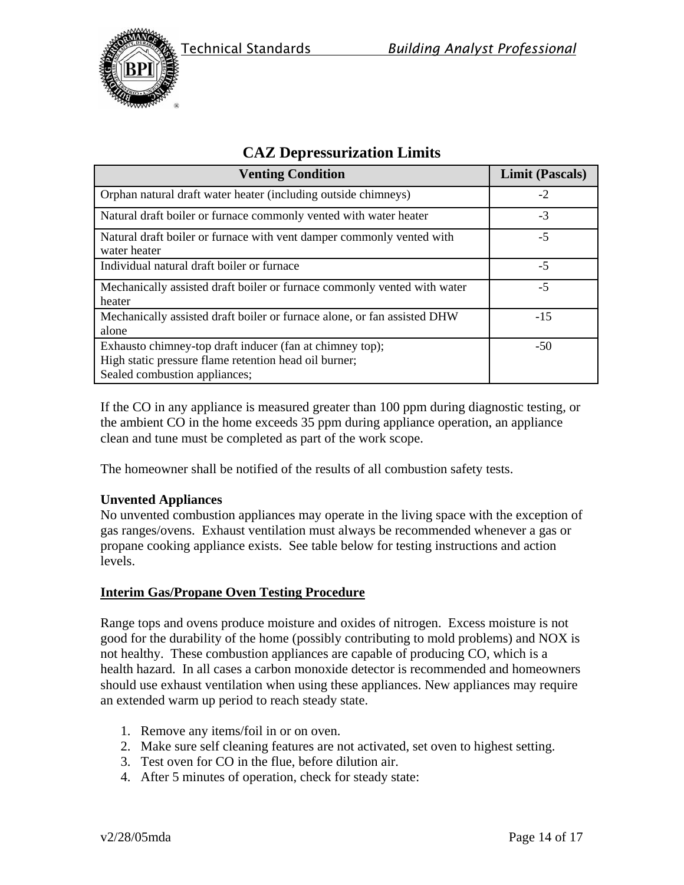## CAZ Depressurization Limits

| Venting Condition | Limit (Pascals) |
|---|---|
| Orphan natural draft water heater (including outside chimneys) | -2 |
| Natural draft boiler or furnace commonly vented with water heater | -3 |
| Natural draft boiler or furnace with vent damper commonly vented with water heater | -5 |
| Individual natural draft boiler or furnace | -5 |
| Mechanically assisted draft boiler or furnace commonly vented with water heater | -5 |
| Mechanically assisted draft boiler or furnace alone, or fan assisted DHW alone | -15 |
| Exhausto chimney-top draft inducer (fan at chimney top); High static pressure flame retention head oil burner; Sealed combustion appliances; | -50 |

If the CO in any appliance is measured greater than 100 ppm during diagnostic testing, or the ambient CO in the home exceeds 35 ppm during appliance operation, an appliance clean and tune must be completed as part of the work scope.

The homeowner shall be notified of the results of all combustion safety tests.

**Unvented Appliances**
No unvented combustion appliances may operate in the living space with the exception of gas ranges/ovens. Exhaust ventilation must always be recommended whenever a gas or propane cooking appliance exists. See table below for testing instructions and action levels.

**Interim Gas/Propane Oven Testing Procedure**

Range tops and ovens produce moisture and oxides of nitrogen. Excess moisture is not good for the durability of the home (possibly contributing to mold problems) and NOX is not healthy. These combustion appliances are capable of producing CO, which is a health hazard. In all cases a carbon monoxide detector is recommended and homeowners should use exhaust ventilation when using these appliances. New appliances may require an extended warm up period to reach steady state.

1. Remove any items/foil in or on oven.
2. Make sure self cleaning features are not activated, set oven to highest setting.
3. Test oven for CO in the flue, before dilution air.
4. After 5 minutes of operation, check for steady state: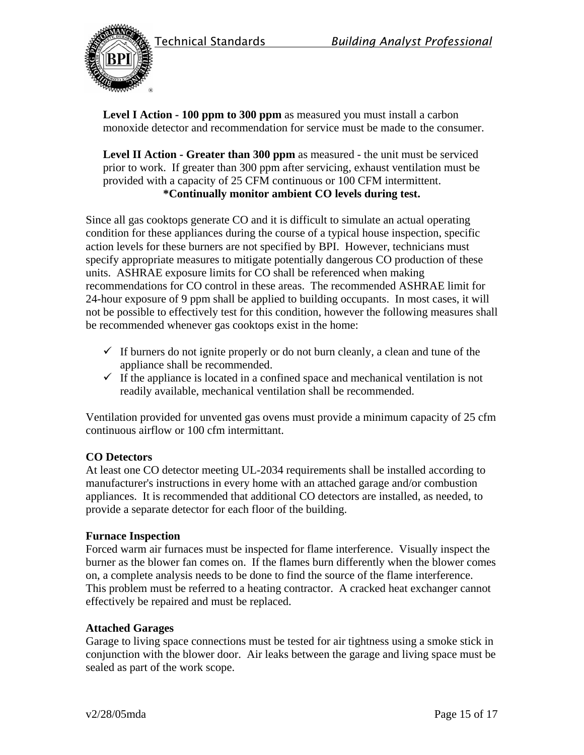**Level I Action - 100 ppm to 300 ppm** as measured you must install a carbon monoxide detector and recommendation for service must be made to the consumer.

**Level II Action - Greater than 300 ppm** as measured - the unit must be serviced prior to work. If greater than 300 ppm after servicing, exhaust ventilation must be provided with a capacity of 25 CFM continuous or 100 CFM intermittent.

**\*Continually monitor ambient CO levels during test.**

Since all gas cooktops generate CO and it is difficult to simulate an actual operating condition for these appliances during the course of a typical house inspection, specific action levels for these burners are not specified by BPI. However, technicians must specify appropriate measures to mitigate potentially dangerous CO production of these units. ASHRAE exposure limits for CO shall be referenced when making recommendations for CO control in these areas. The recommended ASHRAE limit for 24-hour exposure of 9 ppm shall be applied to building occupants. In most cases, it will not be possible to effectively test for this condition, however the following measures shall be recommended whenever gas cooktops exist in the home:

- ✓ If burners do not ignite properly or do not burn cleanly, a clean and tune of the appliance shall be recommended.
- ✓ If the appliance is located in a confined space and mechanical ventilation is not readily available, mechanical ventilation shall be recommended.

Ventilation provided for unvented gas ovens must provide a minimum capacity of 25 cfm continuous airflow or 100 cfm intermittant.

**CO Detectors**

At least one CO detector meeting UL-2034 requirements shall be installed according to manufacturer's instructions in every home with an attached garage and/or combustion appliances. It is recommended that additional CO detectors are installed, as needed, to provide a separate detector for each floor of the building.

**Furnace Inspection**

Forced warm air furnaces must be inspected for flame interference. Visually inspect the burner as the blower fan comes on. If the flames burn differently when the blower comes on, a complete analysis needs to be done to find the source of the flame interference. This problem must be referred to a heating contractor. A cracked heat exchanger cannot effectively be repaired and must be replaced.

**Attached Garages**

Garage to living space connections must be tested for air tightness using a smoke stick in conjunction with the blower door. Air leaks between the garage and living space must be sealed as part of the work scope.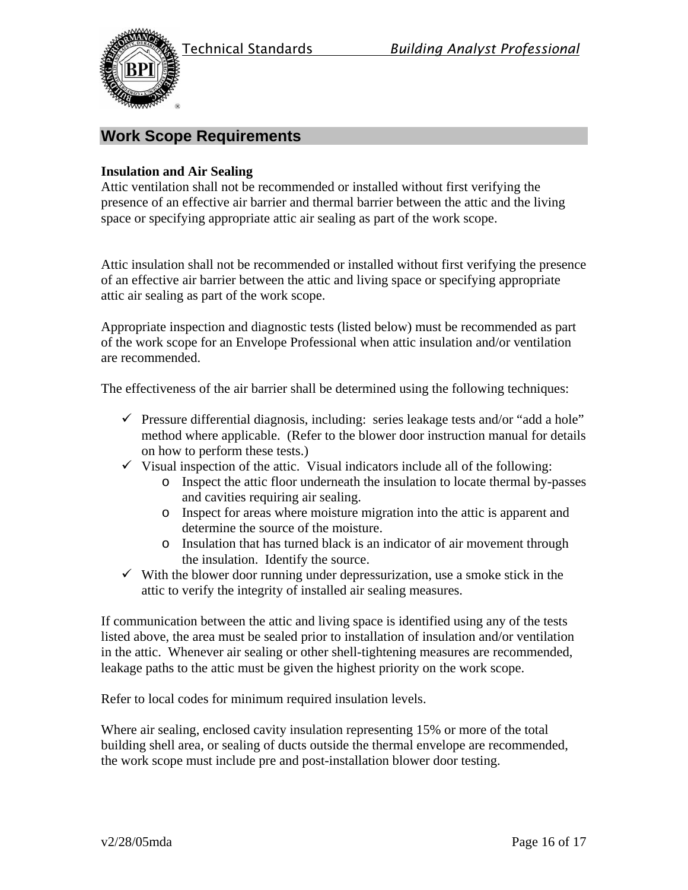## Work Scope Requirements

**Insulation and Air Sealing**

Attic ventilation shall not be recommended or installed without first verifying the presence of an effective air barrier and thermal barrier between the attic and the living space or specifying appropriate attic air sealing as part of the work scope.

Attic insulation shall not be recommended or installed without first verifying the presence of an effective air barrier between the attic and living space or specifying appropriate attic air sealing as part of the work scope.

Appropriate inspection and diagnostic tests (listed below) must be recommended as part of the work scope for an Envelope Professional when attic insulation and/or ventilation are recommended.

The effectiveness of the air barrier shall be determined using the following techniques:

- ✓ Pressure differential diagnosis, including: series leakage tests and/or "add a hole" method where applicable. (Refer to the blower door instruction manual for details on how to perform these tests.)
- ✓ Visual inspection of the attic. Visual indicators include all of the following:
  - Inspect the attic floor underneath the insulation to locate thermal by-passes and cavities requiring air sealing.
  - Inspect for areas where moisture migration into the attic is apparent and determine the source of the moisture.
  - Insulation that has turned black is an indicator of air movement through the insulation. Identify the source.
- ✓ With the blower door running under depressurization, use a smoke stick in the attic to verify the integrity of installed air sealing measures.

If communication between the attic and living space is identified using any of the tests listed above, the area must be sealed prior to installation of insulation and/or ventilation in the attic. Whenever air sealing or other shell-tightening measures are recommended, leakage paths to the attic must be given the highest priority on the work scope.

Refer to local codes for minimum required insulation levels.

Where air sealing, enclosed cavity insulation representing 15% or more of the total building shell area, or sealing of ducts outside the thermal envelope are recommended, the work scope must include pre and post-installation blower door testing.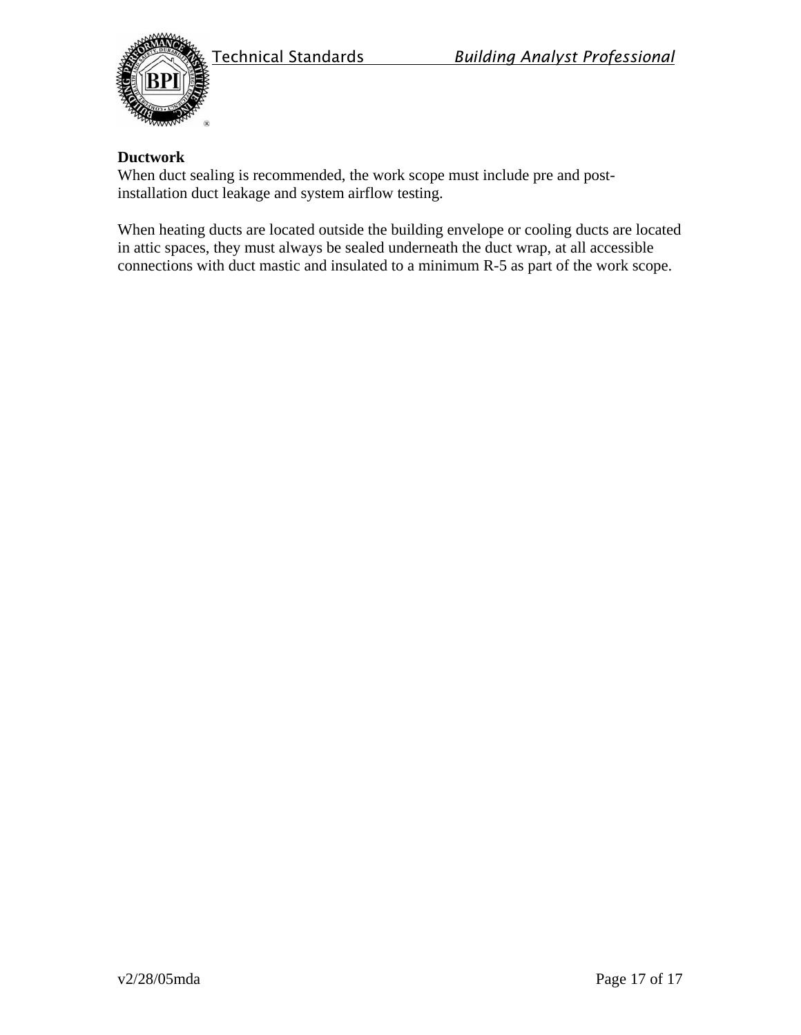**Ductwork**

When duct sealing is recommended, the work scope must include pre and post-installation duct leakage and system airflow testing.

When heating ducts are located outside the building envelope or cooling ducts are located in attic spaces, they must always be sealed underneath the duct wrap, at all accessible connections with duct mastic and insulated to a minimum R-5 as part of the work scope.